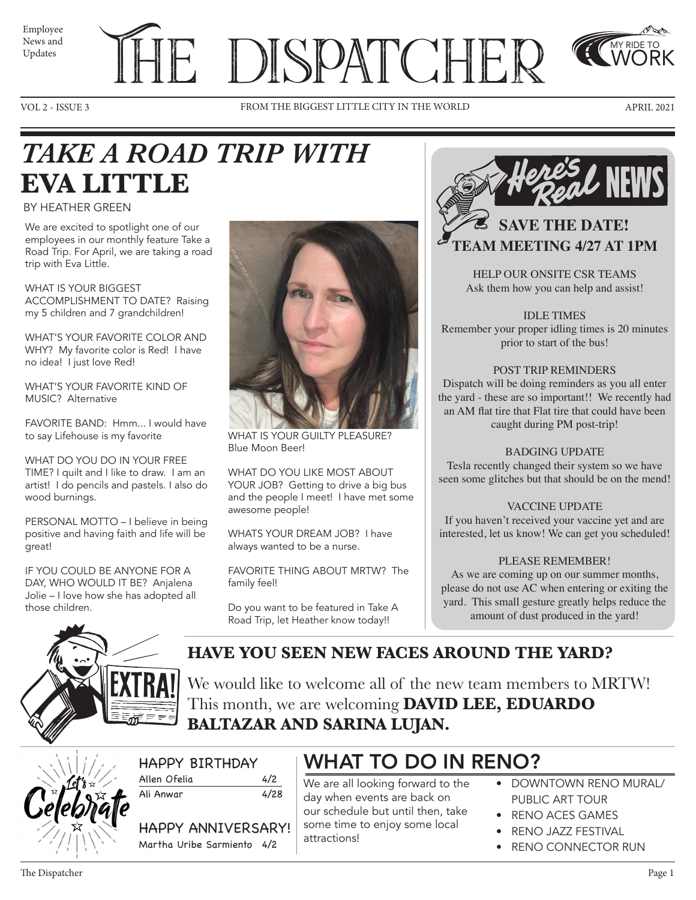Employee News and Updates

# THE DISPATCHER

MY RIDE TO WORK

VOL 2 - ISSUE 3 — FROM THE BIGGEST LITTLE CITY IN THE WORLD — APRIL 2021

## *TAKE A ROAD TRIP WITH* EVA LITTLE

BY HEATHER GREEN

We are excited to spotlight one of our employees in our monthly feature Take a Road Trip. For April, we are taking a road trip with Eva Little.

WHAT IS YOUR BIGGEST ACCOMPLISHMENT TO DATE? Raising my 5 children and 7 grandchildren!

WHAT'S YOUR FAVORITE COLOR AND WHY? My favorite color is Red! I have no idea! I just love Red!

WHAT'S YOUR FAVORITE KIND OF MUSIC? Alternative

FAVORITE BAND: Hmm... I would have to say Lifehouse is my favorite

WHAT DO YOU DO IN YOUR FREE TIME? I quilt and I like to draw. I am an artist! I do pencils and pastels. I also do wood burnings.

PERSONAL MOTTO – I believe in being positive and having faith and life will be great!

IF YOU COULD BE ANYONE FOR A DAY, WHO WOULD IT BE? Anjalena Jolie – I love how she has adopted all those children.

WHAT IS YOUR GUILTY PLEASURE? Blue Moon Beer!

WHAT DO YOU LIKE MOST ABOUT YOUR JOB? Getting to drive a big bus and the people I meet! I have met some awesome people!

WHATS YOUR DREAM JOB? I have always wanted to be a nurse.

FAVORITE THING ABOUT MRTW? The family feel!

Do you want to be featured in Take A Road Trip, let Heather know today!!

## Here's Real NEWS

### SAVE THE DATE! TEAM MEETING 4/27 AT 1PM

HELP OUR ONSITE CSR TEAMS
Ask them how you can help and assist!

IDLE TIMES
Remember your proper idling times is 20 minutes prior to start of the bus!

POST TRIP REMINDERS
Dispatch will be doing reminders as you all enter the yard - these are so important!! We recently had an AM flat tire that Flat tire that could have been caught during PM post-trip!

BADGING UPDATE
Tesla recently changed their system so we have seen some glitches but that should be on the mend!

VACCINE UPDATE
If you haven't received your vaccine yet and are interested, let us know! We can get you scheduled!

PLEASE REMEMBER!
As we are coming up on our summer months, please do not use AC when entering or exiting the yard. This small gesture greatly helps reduce the amount of dust produced in the yard!

## HAVE YOU SEEN NEW FACES AROUND THE YARD?

EXTRA!

We would like to welcome all of the new team members to MRTW! This month, we are welcoming **DAVID LEE, EDUARDO BALTAZAR AND SARINA LUJAN.**

Let's Celebrate

### HAPPY BIRTHDAY

| | |
|---|---|
| Allen Ofelia | 4/2 |
| Ali Anwar | 4/28 |

### HAPPY ANNIVERSARY!

Martha Uribe Sarmiento 4/2

## WHAT TO DO IN RENO?

We are all looking forward to the day when events are back on our schedule but until then, take some time to enjoy some local attractions!

- DOWNTOWN RENO MURAL/ PUBLIC ART TOUR
- RENO ACES GAMES
- RENO JAZZ FESTIVAL
- RENO CONNECTOR RUN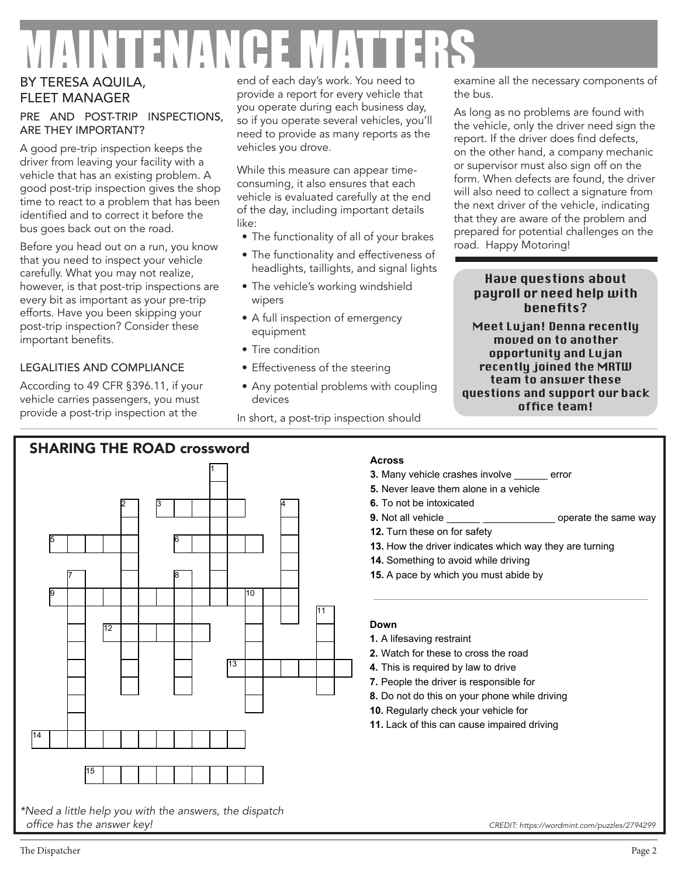# MAINTENANCE MATTERS

BY TERESA AQUILA, FLEET MANAGER

## PRE AND POST-TRIP INSPECTIONS, ARE THEY IMPORTANT?

A good pre-trip inspection keeps the driver from leaving your facility with a vehicle that has an existing problem. A good post-trip inspection gives the shop time to react to a problem that has been identified and to correct it before the bus goes back out on the road.

Before you head out on a run, you know that you need to inspect your vehicle carefully. What you may not realize, however, is that post-trip inspections are every bit as important as your pre-trip efforts. Have you been skipping your post-trip inspection? Consider these important benefits.

## LEGALITIES AND COMPLIANCE

According to 49 CFR §396.11, if your vehicle carries passengers, you must provide a post-trip inspection at the end of each day's work. You need to provide a report for every vehicle that you operate during each business day, so if you operate several vehicles, you'll need to provide as many reports as the vehicles you drove.

While this measure can appear time-consuming, it also ensures that each vehicle is evaluated carefully at the end of the day, including important details like:

- The functionality of all of your brakes
- The functionality and effectiveness of headlights, taillights, and signal lights
- The vehicle's working windshield wipers
- A full inspection of emergency equipment
- Tire condition
- Effectiveness of the steering
- Any potential problems with coupling devices

In short, a post-trip inspection should examine all the necessary components of the bus.

As long as no problems are found with the vehicle, only the driver need sign the report. If the driver does find defects, on the other hand, a company mechanic or supervisor must also sign off on the form. When defects are found, the driver will also need to collect a signature from the next driver of the vehicle, indicating that they are aware of the problem and prepared for potential challenges on the road. Happy Motoring!

**Have questions about payroll or need help with benefits?**

**Meet Lujan! Denna recently moved on to another opportunity and Lujan recently joined the MRTW team to answer these questions and support our back office team!**

## SHARING THE ROAD crossword

**Across**

**3.** Many vehicle crashes involve ______ error

**5.** Never leave them alone in a vehicle

**6.** To not be intoxicated

**9.** Not all vehicle ______ _____________ operate the same way

**12.** Turn these on for safety

**13.** How the driver indicates which way they are turning

**14.** Something to avoid while driving

**15.** A pace by which you must abide by

**Down**

**1.** A lifesaving restraint

**2.** Watch for these to cross the road

**4.** This is required by law to drive

**7.** People the driver is responsible for

**8.** Do not do this on your phone while driving

**10.** Regularly check your vehicle for

**11.** Lack of this can cause impaired driving

*\*Need a little help you with the answers, the dispatch office has the answer key!*

CREDIT: https://wordmint.com/puzzles/2794299